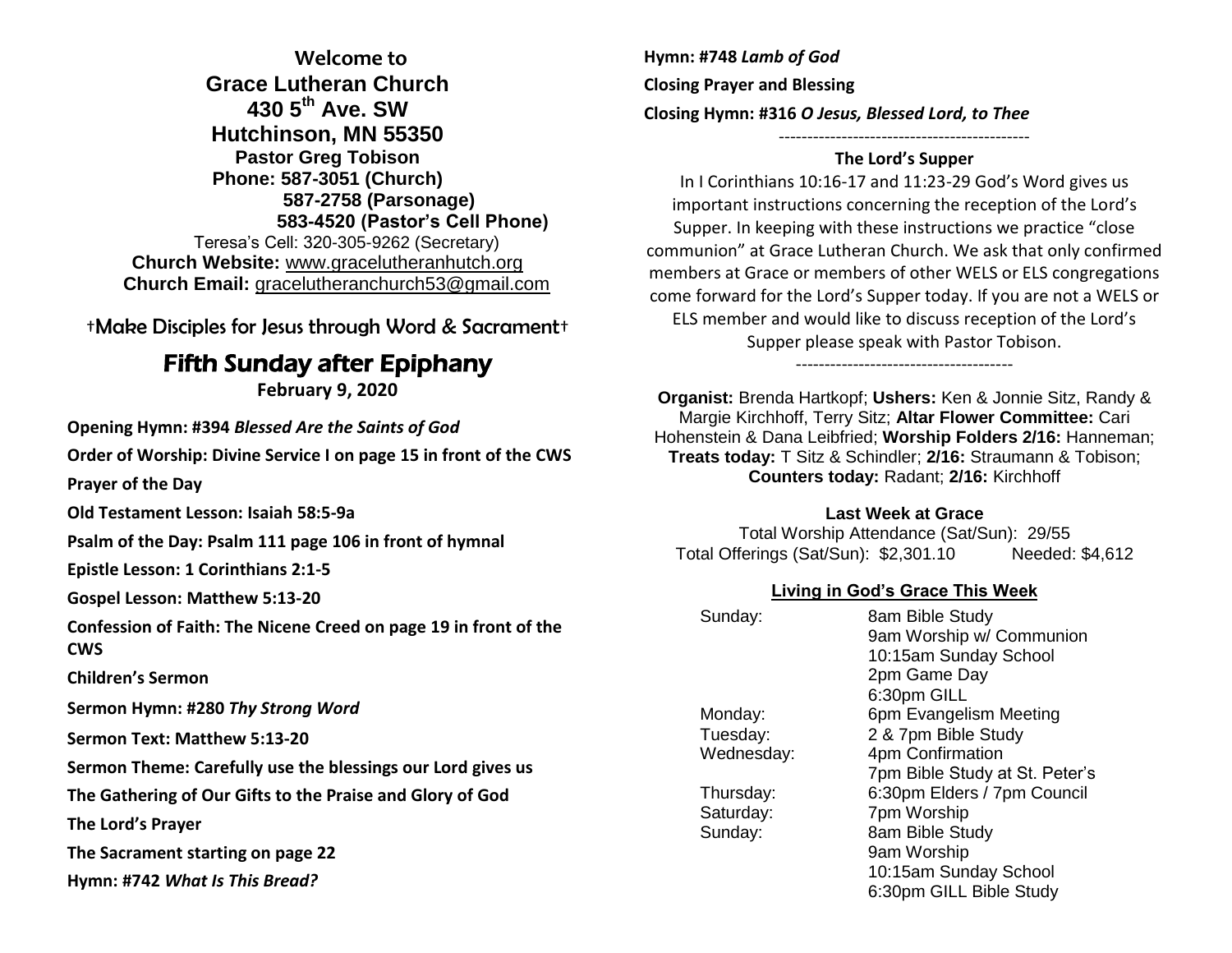**Welcome to**

# Grace Lutheran Church

**430 5th Ave. SW**

**Hutchinson, MN 55350**

**Pastor Greg Tobison**

**Phone: 587-3051 (Church)**

**587-2758 (Parsonage)**

**583-4520 (Pastor's Cell Phone)**

Teresa's Cell: 320-305-9262 (Secretary)

**Church Website:** www.gracelutheranhutch.org

**Church Email:** gracelutheranchurch53@gmail.com

†Make Disciples for Jesus through Word & Sacrament†

## Fifth Sunday after Epiphany

**February 9, 2020**

**Opening Hymn: #394** ***Blessed Are the Saints of God***

**Order of Worship: Divine Service I on page 15 in front of the CWS**

**Prayer of the Day**

**Old Testament Lesson: Isaiah 58:5-9a**

**Psalm of the Day: Psalm 111 page 106 in front of hymnal**

**Epistle Lesson: 1 Corinthians 2:1-5**

**Gospel Lesson: Matthew 5:13-20**

**Confession of Faith: The Nicene Creed on page 19 in front of the CWS**

**Children's Sermon**

**Sermon Hymn: #280** ***Thy Strong Word***

**Sermon Text: Matthew 5:13-20**

**Sermon Theme: Carefully use the blessings our Lord gives us**

**The Gathering of Our Gifts to the Praise and Glory of God**

**The Lord's Prayer**

**The Sacrament starting on page 22**

**Hymn: #742** ***What Is This Bread?***

**Hymn: #748** ***Lamb of God***

**Closing Prayer and Blessing**

**Closing Hymn: #316** ***O Jesus, Blessed Lord, to Thee***

---

### The Lord's Supper

In I Corinthians 10:16-17 and 11:23-29 God's Word gives us important instructions concerning the reception of the Lord's Supper. In keeping with these instructions we practice "close communion" at Grace Lutheran Church. We ask that only confirmed members at Grace or members of other WELS or ELS congregations come forward for the Lord's Supper today. If you are not a WELS or ELS member and would like to discuss reception of the Lord's Supper please speak with Pastor Tobison.

---

**Organist:** Brenda Hartkopf; **Ushers:** Ken & Jonnie Sitz, Randy & Margie Kirchhoff, Terry Sitz; **Altar Flower Committee:** Cari Hohenstein & Dana Leibfried; **Worship Folders 2/16:** Hanneman; **Treats today:** T Sitz & Schindler; **2/16:** Straumann & Tobison; **Counters today:** Radant; **2/16:** Kirchhoff

### Last Week at Grace

Total Worship Attendance (Sat/Sun): 29/55

Total Offerings (Sat/Sun): $2,301.10 Needed: $4,612

### Living in God's Grace This Week

| | |
|---|---|
| Sunday: | 8am Bible Study |
| | 9am Worship w/ Communion |
| | 10:15am Sunday School |
| | 2pm Game Day |
| | 6:30pm GILL |
| Monday: | 6pm Evangelism Meeting |
| Tuesday: | 2 & 7pm Bible Study |
| Wednesday: | 4pm Confirmation |
| | 7pm Bible Study at St. Peter's |
| Thursday: | 6:30pm Elders / 7pm Council |
| Saturday: | 7pm Worship |
| Sunday: | 8am Bible Study |
| | 9am Worship |
| | 10:15am Sunday School |
| | 6:30pm GILL Bible Study |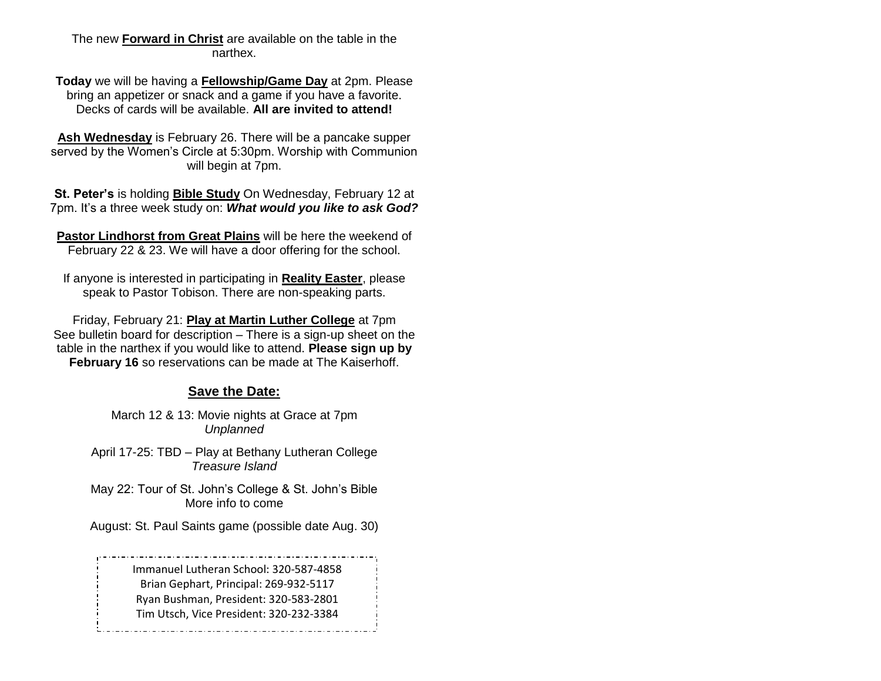The new **Forward in Christ** are available on the table in the narthex.

**Today** we will be having a **Fellowship/Game Day** at 2pm. Please bring an appetizer or snack and a game if you have a favorite. Decks of cards will be available. **All are invited to attend!**

**Ash Wednesday** is February 26. There will be a pancake supper served by the Women's Circle at 5:30pm. Worship with Communion will begin at 7pm.

**St. Peter's** is holding **Bible Study** On Wednesday, February 12 at 7pm. It's a three week study on: ***What would you like to ask God?***

**Pastor Lindhorst from Great Plains** will be here the weekend of February 22 & 23. We will have a door offering for the school.

If anyone is interested in participating in **Reality Easter**, please speak to Pastor Tobison. There are non-speaking parts.

Friday, February 21: **Play at Martin Luther College** at 7pm
See bulletin board for description – There is a sign-up sheet on the table in the narthex if you would like to attend. **Please sign up by February 16** so reservations can be made at The Kaiserhoff.

## Save the Date:

March 12 & 13: Movie nights at Grace at 7pm
*Unplanned*

April 17-25: TBD – Play at Bethany Lutheran College
*Treasure Island*

May 22: Tour of St. John's College & St. John's Bible
More info to come

August: St. Paul Saints game (possible date Aug. 30)

Immanuel Lutheran School: 320-587-4858
Brian Gephart, Principal: 269-932-5117
Ryan Bushman, President: 320-583-2801
Tim Utsch, Vice President: 320-232-3384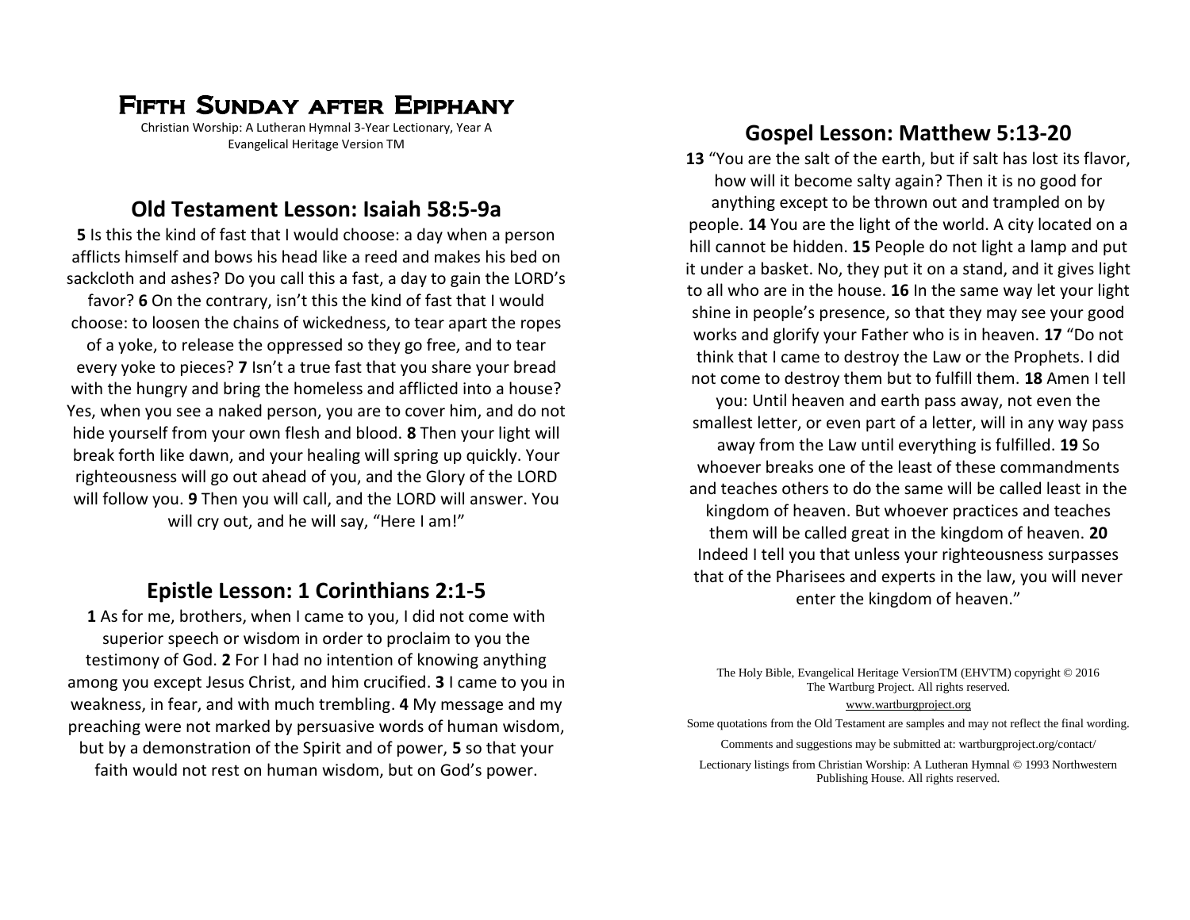# Fifth Sunday after Epiphany

Christian Worship: A Lutheran Hymnal 3-Year Lectionary, Year A
Evangelical Heritage Version TM

## Old Testament Lesson: Isaiah 58:5-9a

**5** Is this the kind of fast that I would choose: a day when a person afflicts himself and bows his head like a reed and makes his bed on sackcloth and ashes? Do you call this a fast, a day to gain the LORD's favor? **6** On the contrary, isn't this the kind of fast that I would choose: to loosen the chains of wickedness, to tear apart the ropes of a yoke, to release the oppressed so they go free, and to tear every yoke to pieces? **7** Isn't a true fast that you share your bread with the hungry and bring the homeless and afflicted into a house? Yes, when you see a naked person, you are to cover him, and do not hide yourself from your own flesh and blood. **8** Then your light will break forth like dawn, and your healing will spring up quickly. Your righteousness will go out ahead of you, and the Glory of the LORD will follow you. **9** Then you will call, and the LORD will answer. You will cry out, and he will say, "Here I am!"

## Epistle Lesson: 1 Corinthians 2:1-5

**1** As for me, brothers, when I came to you, I did not come with superior speech or wisdom in order to proclaim to you the testimony of God. **2** For I had no intention of knowing anything among you except Jesus Christ, and him crucified. **3** I came to you in weakness, in fear, and with much trembling. **4** My message and my preaching were not marked by persuasive words of human wisdom, but by a demonstration of the Spirit and of power, **5** so that your faith would not rest on human wisdom, but on God's power.

## Gospel Lesson: Matthew 5:13-20

**13** "You are the salt of the earth, but if salt has lost its flavor, how will it become salty again? Then it is no good for anything except to be thrown out and trampled on by people. **14** You are the light of the world. A city located on a hill cannot be hidden. **15** People do not light a lamp and put it under a basket. No, they put it on a stand, and it gives light to all who are in the house. **16** In the same way let your light shine in people's presence, so that they may see your good works and glorify your Father who is in heaven. **17** "Do not think that I came to destroy the Law or the Prophets. I did not come to destroy them but to fulfill them. **18** Amen I tell you: Until heaven and earth pass away, not even the smallest letter, or even part of a letter, will in any way pass away from the Law until everything is fulfilled. **19** So whoever breaks one of the least of these commandments and teaches others to do the same will be called least in the kingdom of heaven. But whoever practices and teaches them will be called great in the kingdom of heaven. **20** Indeed I tell you that unless your righteousness surpasses that of the Pharisees and experts in the law, you will never enter the kingdom of heaven."

The Holy Bible, Evangelical Heritage VersionTM (EHVTM) copyright © 2016 The Wartburg Project. All rights reserved.

www.wartburgproject.org

Some quotations from the Old Testament are samples and may not reflect the final wording.

Comments and suggestions may be submitted at: wartburgproject.org/contact/

Lectionary listings from Christian Worship: A Lutheran Hymnal © 1993 Northwestern Publishing House. All rights reserved.